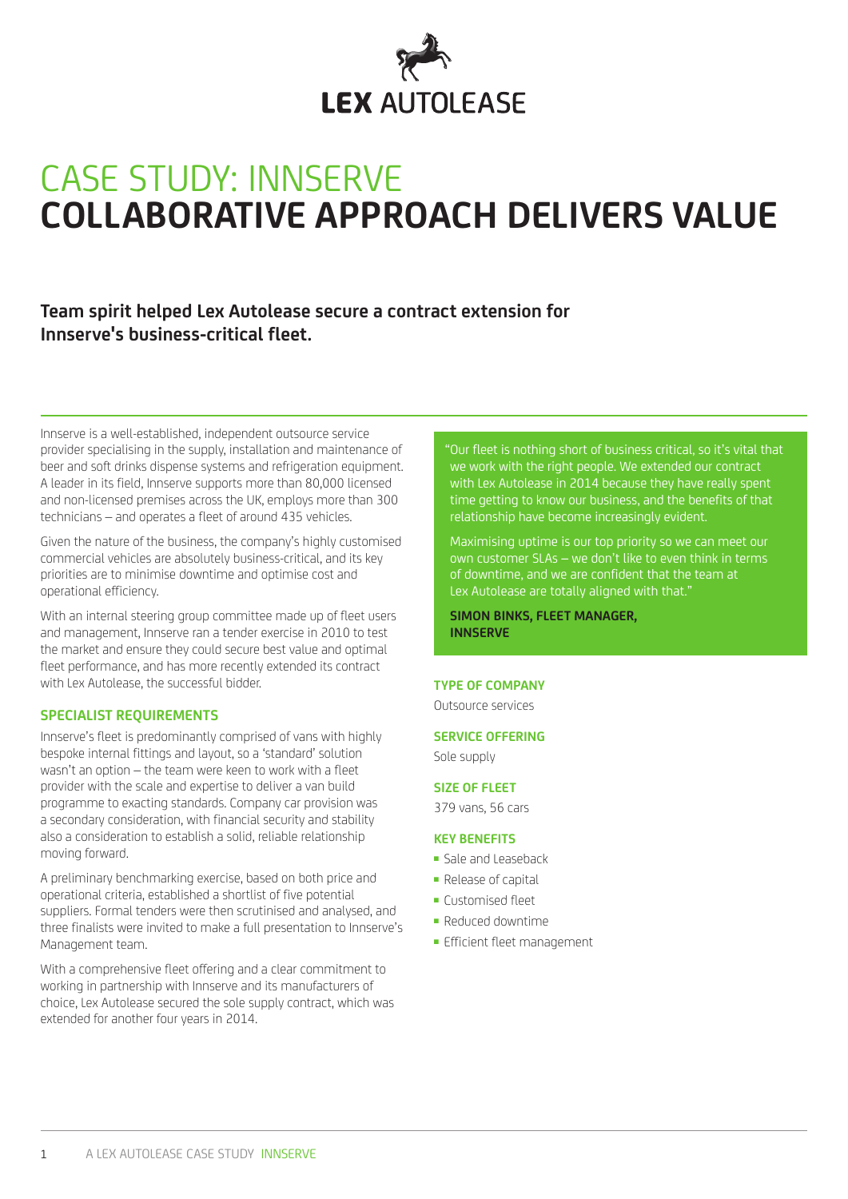LEX AUTOLEASE

# CASE STUDY: INNSERVE
# COLLABORATIVE APPROACH DELIVERS VALUE

**Team spirit helped Lex Autolease secure a contract extension for Innserve's business-critical fleet.**

Innserve is a well-established, independent outsource service provider specialising in the supply, installation and maintenance of beer and soft drinks dispense systems and refrigeration equipment. A leader in its field, Innserve supports more than 80,000 licensed and non-licensed premises across the UK, employs more than 300 technicians – and operates a fleet of around 435 vehicles.

Given the nature of the business, the company's highly customised commercial vehicles are absolutely business-critical, and its key priorities are to minimise downtime and optimise cost and operational efficiency.

With an internal steering group committee made up of fleet users and management, Innserve ran a tender exercise in 2010 to test the market and ensure they could secure best value and optimal fleet performance, and has more recently extended its contract with Lex Autolease, the successful bidder.

## SPECIALIST REQUIREMENTS

Innserve's fleet is predominantly comprised of vans with highly bespoke internal fittings and layout, so a 'standard' solution wasn't an option – the team were keen to work with a fleet provider with the scale and expertise to deliver a van build programme to exacting standards. Company car provision was a secondary consideration, with financial security and stability also a consideration to establish a solid, reliable relationship moving forward.

A preliminary benchmarking exercise, based on both price and operational criteria, established a shortlist of five potential suppliers. Formal tenders were then scrutinised and analysed, and three finalists were invited to make a full presentation to Innserve's Management team.

With a comprehensive fleet offering and a clear commitment to working in partnership with Innserve and its manufacturers of choice, Lex Autolease secured the sole supply contract, which was extended for another four years in 2014.

"Our fleet is nothing short of business critical, so it's vital that we work with the right people. We extended our contract with Lex Autolease in 2014 because they have really spent time getting to know our business, and the benefits of that relationship have become increasingly evident.

Maximising uptime is our top priority so we can meet our own customer SLAs – we don't like to even think in terms of downtime, and we are confident that the team at Lex Autolease are totally aligned with that."

**SIMON BINKS, FLEET MANAGER, INNSERVE**

**TYPE OF COMPANY**

Outsource services

**SERVICE OFFERING**

Sole supply

**SIZE OF FLEET**

379 vans, 56 cars

**KEY BENEFITS**

- Sale and Leaseback
- Release of capital
- Customised fleet
- Reduced downtime
- Efficient fleet management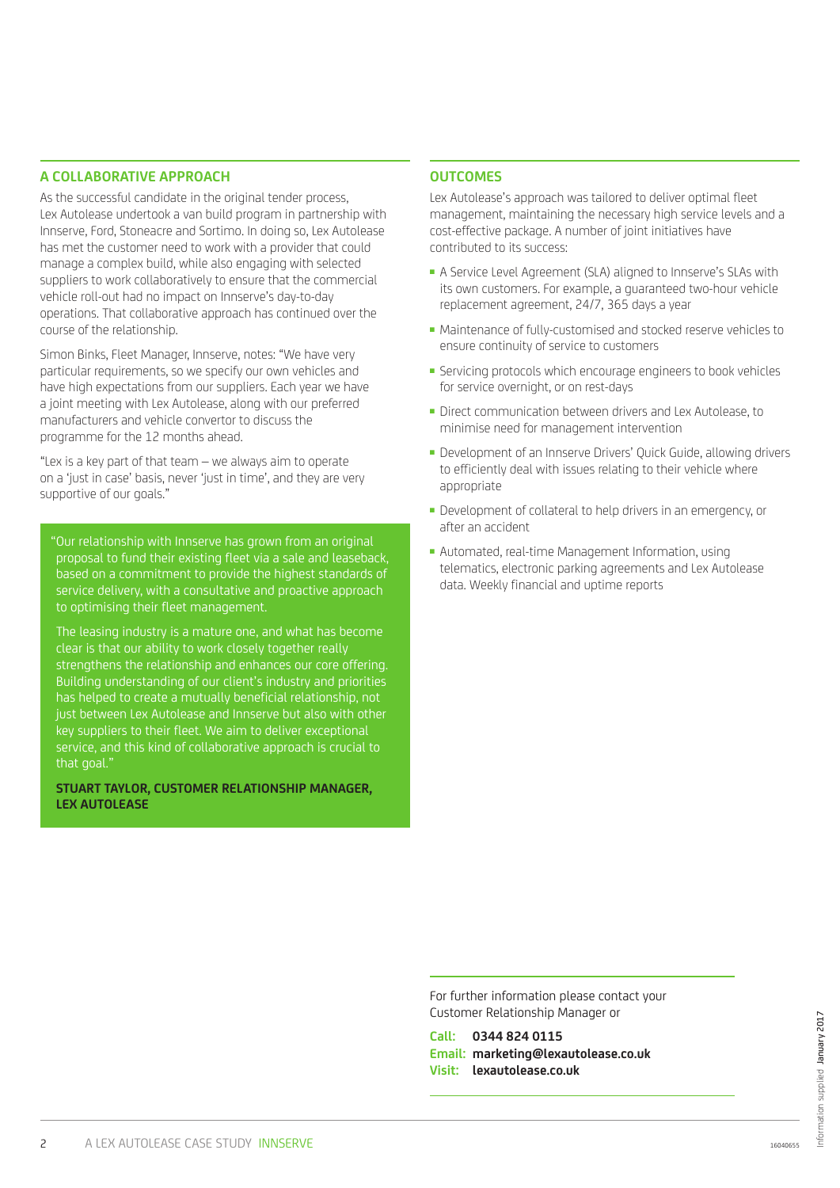## A COLLABORATIVE APPROACH

As the successful candidate in the original tender process, Lex Autolease undertook a van build program in partnership with Innserve, Ford, Stoneacre and Sortimo. In doing so, Lex Autolease has met the customer need to work with a provider that could manage a complex build, while also engaging with selected suppliers to work collaboratively to ensure that the commercial vehicle roll-out had no impact on Innserve's day-to-day operations. That collaborative approach has continued over the course of the relationship.

Simon Binks, Fleet Manager, Innserve, notes: "We have very particular requirements, so we specify our own vehicles and have high expectations from our suppliers. Each year we have a joint meeting with Lex Autolease, along with our preferred manufacturers and vehicle convertor to discuss the programme for the 12 months ahead.

"Lex is a key part of that team – we always aim to operate on a 'just in case' basis, never 'just in time', and they are very supportive of our goals."

"Our relationship with Innserve has grown from an original proposal to fund their existing fleet via a sale and leaseback, based on a commitment to provide the highest standards of service delivery, with a consultative and proactive approach to optimising their fleet management.

The leasing industry is a mature one, and what has become clear is that our ability to work closely together really strengthens the relationship and enhances our core offering. Building understanding of our client's industry and priorities has helped to create a mutually beneficial relationship, not just between Lex Autolease and Innserve but also with other key suppliers to their fleet. We aim to deliver exceptional service, and this kind of collaborative approach is crucial to that goal."

**STUART TAYLOR, CUSTOMER RELATIONSHIP MANAGER, LEX AUTOLEASE**

## OUTCOMES

Lex Autolease's approach was tailored to deliver optimal fleet management, maintaining the necessary high service levels and a cost-effective package. A number of joint initiatives have contributed to its success:

- A Service Level Agreement (SLA) aligned to Innserve's SLAs with its own customers. For example, a guaranteed two-hour vehicle replacement agreement, 24/7, 365 days a year
- Maintenance of fully-customised and stocked reserve vehicles to ensure continuity of service to customers
- Servicing protocols which encourage engineers to book vehicles for service overnight, or on rest-days
- Direct communication between drivers and Lex Autolease, to minimise need for management intervention
- Development of an Innserve Drivers' Quick Guide, allowing drivers to efficiently deal with issues relating to their vehicle where appropriate
- Development of collateral to help drivers in an emergency, or after an accident
- Automated, real-time Management Information, using telematics, electronic parking agreements and Lex Autolease data. Weekly financial and uptime reports

For further information please contact your Customer Relationship Manager or

**Call:** **0344 824 0115**
**Email:** **marketing@lexautolease.co.uk**
**Visit:** **lexautolease.co.uk**

Information supplied January 2017

16040655